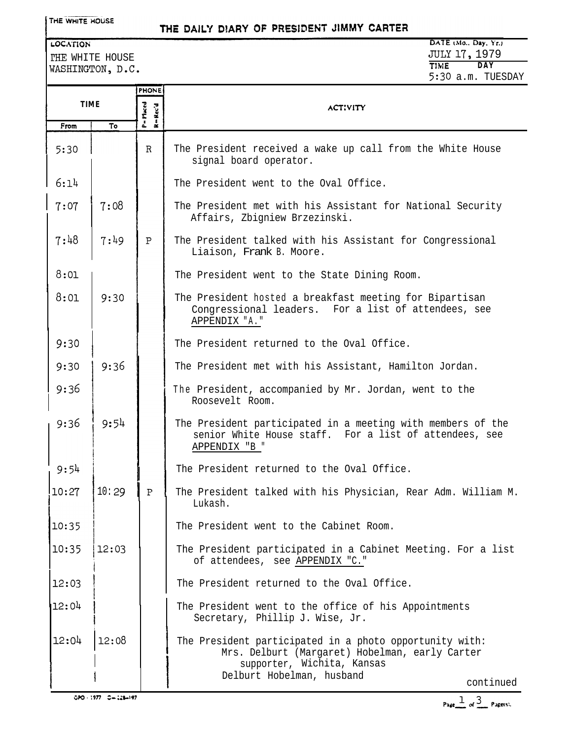THE WHITE HOUSE

# THE DAILY DIARY OF PRESIDENT JIMMY CARTER

**LOCATION**
THE WHITE HOUSE
WASHINGTON, D.C.

**DATE (Mo., Day, Yr.)**
JULY 17, 1979

**TIME** 5:30 a.m. **DAY** TUESDAY

| TIME From | TIME To | PHONE P=Placed R=Rec'd | ACTIVITY |
|---|---|---|---|
| 5:30 | | R | The President received a wake up call from the White House signal board operator. |
| 6:14 | | | The President went to the Oval Office. |
| 7:07 | 7:08 | | The President met with his Assistant for National Security Affairs, Zbigniew Brzezinski. |
| 7:48 | 7:49 | P | The President talked with his Assistant for Congressional Liaison, Frank B. Moore. |
| 8:01 | | | The President went to the State Dining Room. |
| 8:01 | 9:30 | | The President hosted a breakfast meeting for Bipartisan Congressional leaders. For a list of attendees, see APPENDIX "A." |
| 9:30 | | | The President returned to the Oval Office. |
| 9:30 | 9:36 | | The President met with his Assistant, Hamilton Jordan. |
| 9:36 | | | The President, accompanied by Mr. Jordan, went to the Roosevelt Room. |
| 9:36 | 9:54 | | The President participated in a meeting with members of the senior White House staff. For a list of attendees, see APPENDIX "B " |
| 9:54 | | | The President returned to the Oval Office. |
| 10:27 | 10:29 | P | The President talked with his Physician, Rear Adm. William M. Lukash. |
| 10:35 | | | The President went to the Cabinet Room. |
| 10:35 | 12:03 | | The President participated in a Cabinet Meeting. For a list of attendees, see APPENDIX "C." |
| 12:03 | | | The President returned to the Oval Office. |
| 12:04 | | | The President went to the office of his Appointments Secretary, Phillip J. Wise, Jr. |
| 12:04 | 12:08 | | The President participated in a photo opportunity with: Mrs. Delburt (Margaret) Hobelman, early Carter supporter, Wichita, Kansas; Delburt Hobelman, husband |

continued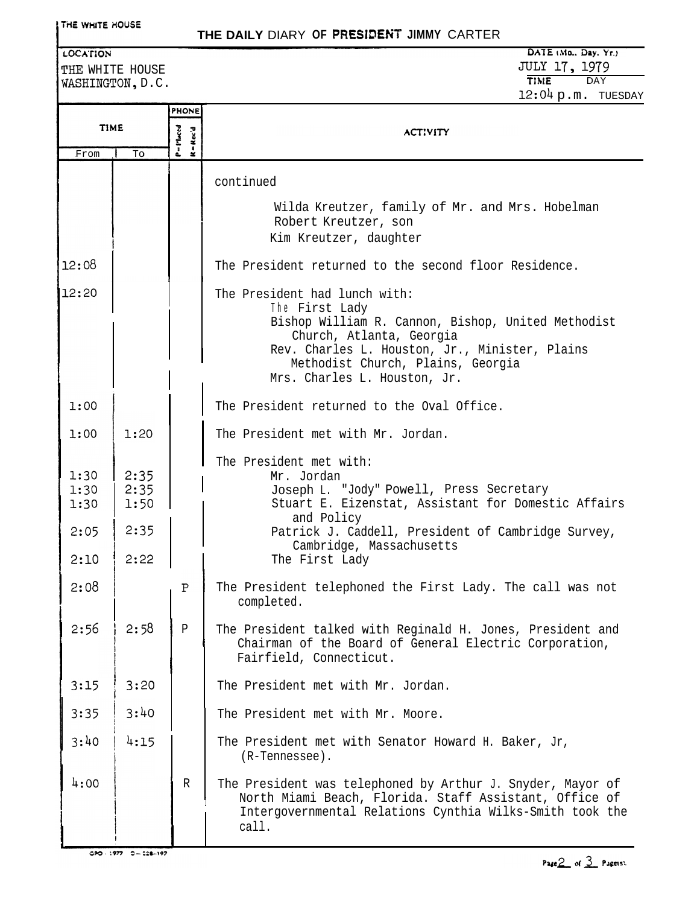THE WHITE HOUSE

# THE DAILY DIARY OF PRESIDENT JIMMY CARTER

LOCATION: THE WHITE HOUSE, WASHINGTON, D.C.

DATE (Mo., Day, Yr.): JULY 17, 1979

TIME: 12:04 p.m. DAY: TUESDAY

| TIME From | TIME To | PHONE (P=Placed, R=Rec'd) | ACTIVITY |
|---|---|---|---|
| | | | continued |
| | | | Wilda Kreutzer, family of Mr. and Mrs. Hobelman |
| | | | Robert Kreutzer, son |
| | | | Kim Kreutzer, daughter |
| 12:08 | | | The President returned to the second floor Residence. |
| 12:20 | | | The President had lunch with: |
| | | | The First Lady |
| | | | Bishop William R. Cannon, Bishop, United Methodist Church, Atlanta, Georgia |
| | | | Rev. Charles L. Houston, Jr., Minister, Plains Methodist Church, Plains, Georgia |
| | | | Mrs. Charles L. Houston, Jr. |
| 1:00 | | | The President returned to the Oval Office. |
| 1:00 | 1:20 | | The President met with Mr. Jordan. |
| | | | The President met with: |
| 1:30 | 2:35 | | Mr. Jordan |
| 1:30 | 2:35 | | Joseph L. "Jody" Powell, Press Secretary |
| 1:30 | 1:50 | | Stuart E. Eizenstat, Assistant for Domestic Affairs and Policy |
| 2:05 | 2:35 | | Patrick J. Caddell, President of Cambridge Survey, Cambridge, Massachusetts |
| 2:10 | 2:22 | | The First Lady |
| 2:08 | | P | The President telephoned the First Lady. The call was not completed. |
| 2:56 | 2:58 | P | The President talked with Reginald H. Jones, President and Chairman of the Board of General Electric Corporation, Fairfield, Connecticut. |
| 3:15 | 3:20 | | The President met with Mr. Jordan. |
| 3:35 | 3:40 | | The President met with Mr. Moore. |
| 3:40 | 4:15 | | The President met with Senator Howard H. Baker, Jr, (R-Tennessee). |
| 4:00 | | R | The President was telephoned by Arthur J. Snyder, Mayor of North Miami Beach, Florida. Staff Assistant, Office of Intergovernmental Relations Cynthia Wilks-Smith took the call. |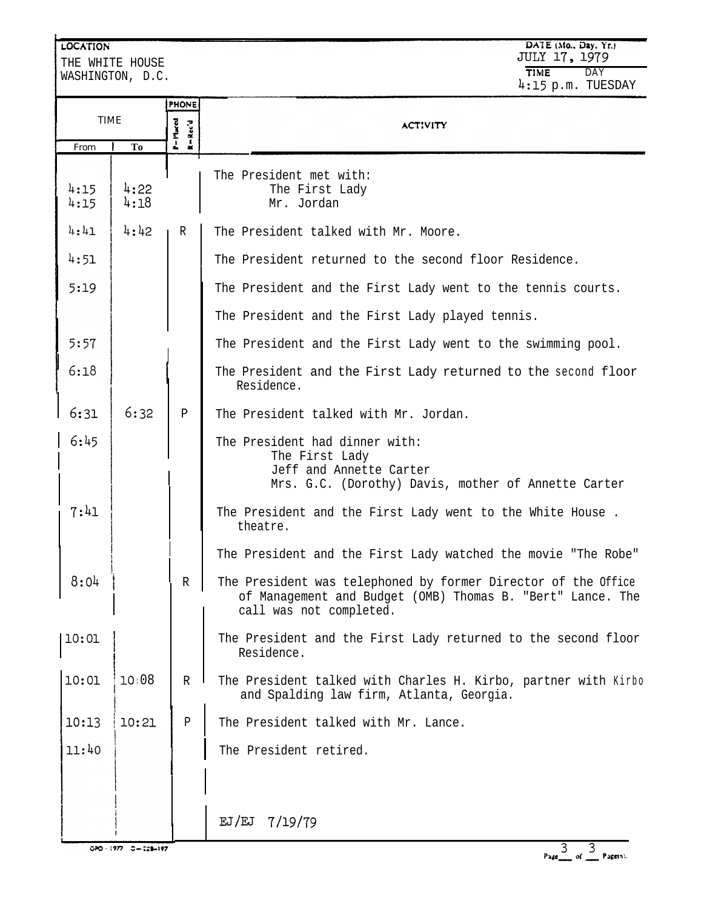**LOCATION**
THE WHITE HOUSE
WASHINGTON, D.C.

**DATE (Mo., Day, Yr.)**
JULY 17, 1979

**TIME** 4:15 p.m. **DAY** TUESDAY

| TIME From | TIME To | PHONE (P=Placed R=Rec'd) | ACTIVITY |
|---|---|---|---|
| | | | The President met with: |
| 4:15 | 4:22 | | The First Lady |
| 4:15 | 4:18 | | Mr. Jordan |
| 4:41 | 4:42 | R | The President talked with Mr. Moore. |
| 4:51 | | | The President returned to the second floor Residence. |
| 5:19 | | | The President and the First Lady went to the tennis courts. |
| | | | The President and the First Lady played tennis. |
| 5:57 | | | The President and the First Lady went to the swimming pool. |
| 6:18 | | | The President and the First Lady returned to the second floor Residence. |
| 6:31 | 6:32 | P | The President talked with Mr. Jordan. |
| 6:45 | | | The President had dinner with: The First Lady; Jeff and Annette Carter; Mrs. G.C. (Dorothy) Davis, mother of Annette Carter |
| 7:41 | | | The President and the First Lady went to the White House theatre. |
| | | | The President and the First Lady watched the movie "The Robe" |
| 8:04 | | R | The President was telephoned by former Director of the Office of Management and Budget (OMB) Thomas B. "Bert" Lance. The call was not completed. |
| 10:01 | | | The President and the First Lady returned to the second floor Residence. |
| 10:01 | 10:08 | R | The President talked with Charles H. Kirbo, partner with Kirbo and Spalding law firm, Atlanta, Georgia. |
| 10:13 | 10:21 | P | The President talked with Mr. Lance. |
| 11:40 | | | The President retired. |

EJ/EJ 7/19/79